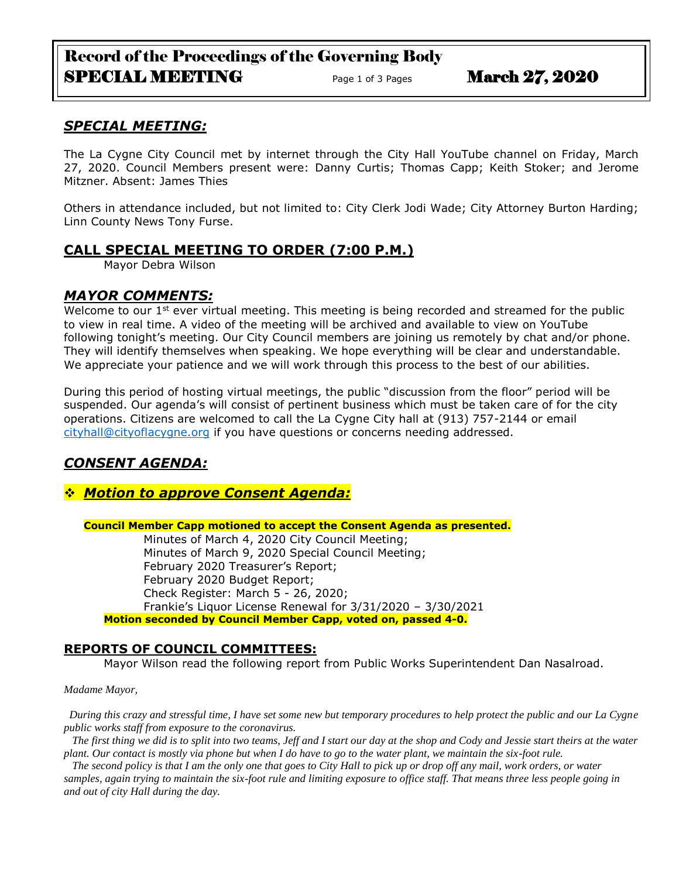# Record of the Proceedings of the Governing Body
## SPECIAL MEETING — March 27, 2020

## *SPECIAL MEETING:*

The La Cygne City Council met by internet through the City Hall YouTube channel on Friday, March 27, 2020. Council Members present were: Danny Curtis; Thomas Capp; Keith Stoker; and Jerome Mitzner. Absent: James Thies

Others in attendance included, but not limited to: City Clerk Jodi Wade; City Attorney Burton Harding; Linn County News Tony Furse.

## CALL SPECIAL MEETING TO ORDER (7:00 P.M.)

Mayor Debra Wilson

## *MAYOR COMMENTS:*

Welcome to our 1st ever virtual meeting. This meeting is being recorded and streamed for the public to view in real time. A video of the meeting will be archived and available to view on YouTube following tonight's meeting. Our City Council members are joining us remotely by chat and/or phone. They will identify themselves when speaking. We hope everything will be clear and understandable. We appreciate your patience and we will work through this process to the best of our abilities.

During this period of hosting virtual meetings, the public "discussion from the floor" period will be suspended. Our agenda's will consist of pertinent business which must be taken care of for the city operations. Citizens are welcomed to call the La Cygne City hall at (913) 757-2144 or email cityhall@cityoflacygne.org if you have questions or concerns needing addressed.

## *CONSENT AGENDA:*

### ❖ *Motion to approve Consent Agenda:*

**Council Member Capp motioned to accept the Consent Agenda as presented.**

Minutes of March 4, 2020 City Council Meeting;
Minutes of March 9, 2020 Special Council Meeting;
February 2020 Treasurer's Report;
February 2020 Budget Report;
Check Register: March 5 - 26, 2020;
Frankie's Liquor License Renewal for 3/31/2020 – 3/30/2021

**Motion seconded by Council Member Capp, voted on, passed 4-0.**

## REPORTS OF COUNCIL COMMITTEES:

Mayor Wilson read the following report from Public Works Superintendent Dan Nasalroad.

*Madame Mayor,*

*During this crazy and stressful time, I have set some new but temporary procedures to help protect the public and our La Cygne public works staff from exposure to the coronavirus.*

*The first thing we did is to split into two teams, Jeff and I start our day at the shop and Cody and Jessie start theirs at the water plant. Our contact is mostly via phone but when I do have to go to the water plant, we maintain the six-foot rule.*

*The second policy is that I am the only one that goes to City Hall to pick up or drop off any mail, work orders, or water samples, again trying to maintain the six-foot rule and limiting exposure to office staff. That means three less people going in and out of city Hall during the day.*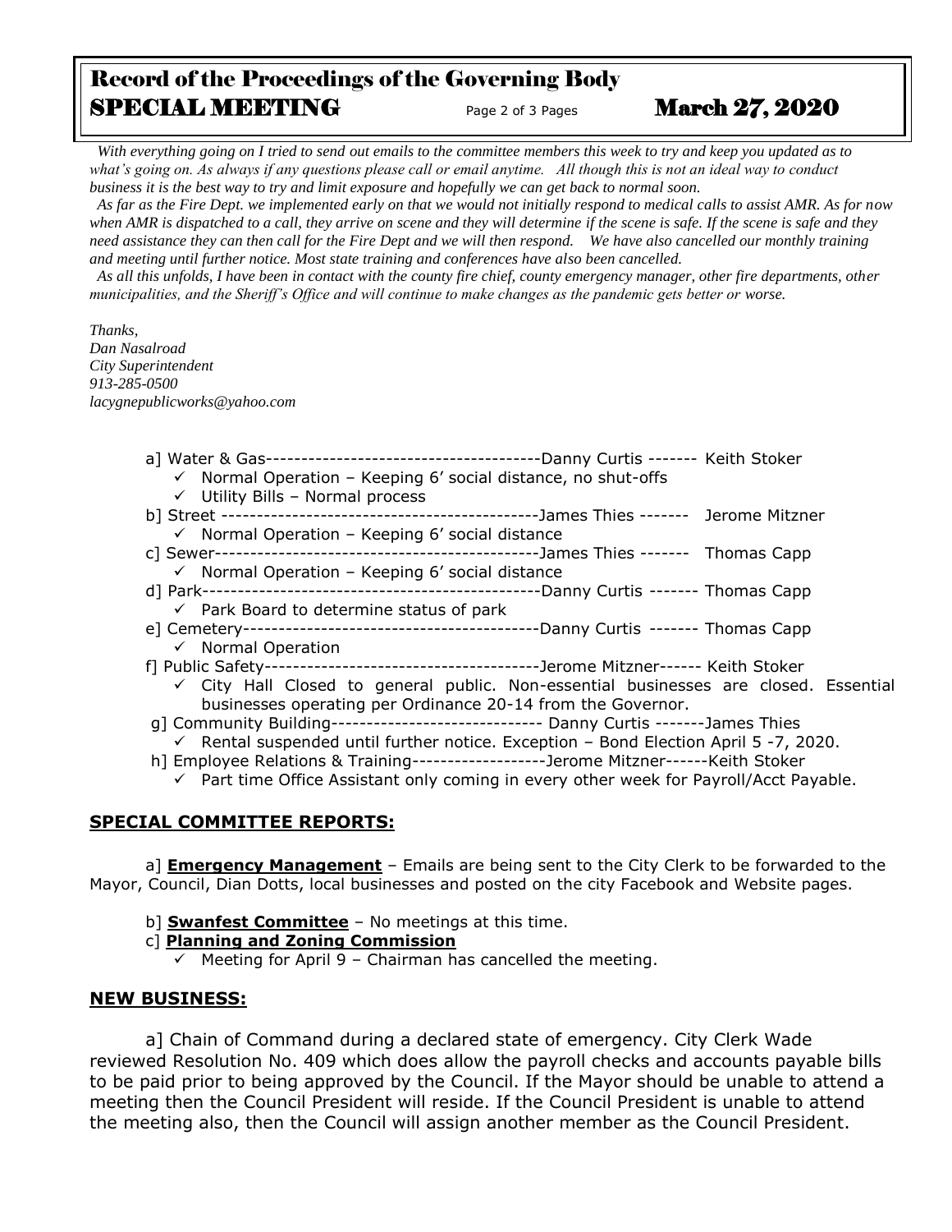*With everything going on I tried to send out emails to the committee members this week to try and keep you updated as to what's going on. As always if any questions please call or email anytime. All though this is not an ideal way to conduct business it is the best way to try and limit exposure and hopefully we can get back to normal soon.*

*As far as the Fire Dept. we implemented early on that we would not initially respond to medical calls to assist AMR. As for now when AMR is dispatched to a call, they arrive on scene and they will determine if the scene is safe. If the scene is safe and they need assistance they can then call for the Fire Dept and we will then respond. We have also cancelled our monthly training and meeting until further notice. Most state training and conferences have also been cancelled.*

*As all this unfolds, I have been in contact with the county fire chief, county emergency manager, other fire departments, other municipalities, and the Sheriff's Office and will continue to make changes as the pandemic gets better or worse.*

*Thanks,*
*Dan Nasalroad*
*City Superintendent*
*913-285-0500*
*lacygnepublicworks@yahoo.com*

a] Water & Gas--------------------------------------Danny Curtis ------- Keith Stoker
- ✓ Normal Operation – Keeping 6' social distance, no shut-offs
- ✓ Utility Bills – Normal process

b] Street --------------------------------------------James Thies ------- Jerome Mitzner
- ✓ Normal Operation – Keeping 6' social distance

c] Sewer---------------------------------------------James Thies ------- Thomas Capp
- ✓ Normal Operation – Keeping 6' social distance

d] Park-----------------------------------------------Danny Curtis ------- Thomas Capp
- ✓ Park Board to determine status of park

e] Cemetery------------------------------------------Danny Curtis ------- Thomas Capp
- ✓ Normal Operation

f] Public Safety--------------------------------------Jerome Mitzner------ Keith Stoker
- ✓ City Hall Closed to general public. Non-essential businesses are closed. Essential businesses operating per Ordinance 20-14 from the Governor.

g] Community Building------------------------------ Danny Curtis -------James Thies
- ✓ Rental suspended until further notice. Exception – Bond Election April 5 -7, 2020.

h] Employee Relations & Training-------------------Jerome Mitzner------Keith Stoker
- ✓ Part time Office Assistant only coming in every other week for Payroll/Acct Payable.

## SPECIAL COMMITTEE REPORTS:

a] **Emergency Management** – Emails are being sent to the City Clerk to be forwarded to the Mayor, Council, Dian Dotts, local businesses and posted on the city Facebook and Website pages.

b] **Swanfest Committee** – No meetings at this time.

c] **Planning and Zoning Commission**
- ✓ Meeting for April 9 – Chairman has cancelled the meeting.

## NEW BUSINESS:

a] Chain of Command during a declared state of emergency. City Clerk Wade reviewed Resolution No. 409 which does allow the payroll checks and accounts payable bills to be paid prior to being approved by the Council. If the Mayor should be unable to attend a meeting then the Council President will reside. If the Council President is unable to attend the meeting also, then the Council will assign another member as the Council President.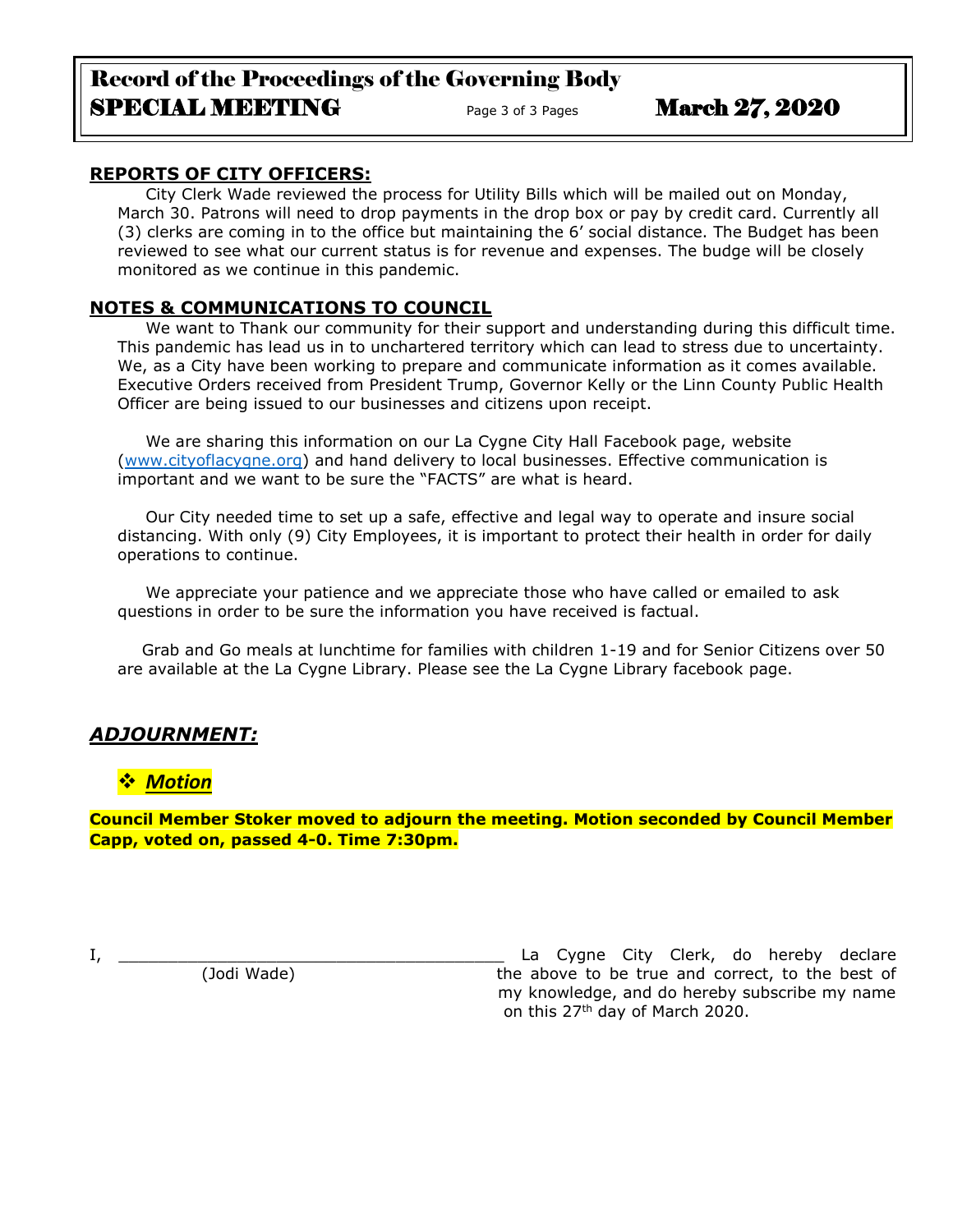## REPORTS OF CITY OFFICERS:

City Clerk Wade reviewed the process for Utility Bills which will be mailed out on Monday, March 30. Patrons will need to drop payments in the drop box or pay by credit card. Currently all (3) clerks are coming in to the office but maintaining the 6' social distance. The Budget has been reviewed to see what our current status is for revenue and expenses. The budge will be closely monitored as we continue in this pandemic.

## NOTES & COMMUNICATIONS TO COUNCIL

We want to Thank our community for their support and understanding during this difficult time. This pandemic has lead us in to unchartered territory which can lead to stress due to uncertainty. We, as a City have been working to prepare and communicate information as it comes available. Executive Orders received from President Trump, Governor Kelly or the Linn County Public Health Officer are being issued to our businesses and citizens upon receipt.

We are sharing this information on our La Cygne City Hall Facebook page, website (www.cityoflacygne.org) and hand delivery to local businesses. Effective communication is important and we want to be sure the "FACTS" are what is heard.

Our City needed time to set up a safe, effective and legal way to operate and insure social distancing. With only (9) City Employees, it is important to protect their health in order for daily operations to continue.

We appreciate your patience and we appreciate those who have called or emailed to ask questions in order to be sure the information you have received is factual.

Grab and Go meals at lunchtime for families with children 1-19 and for Senior Citizens over 50 are available at the La Cygne Library. Please see the La Cygne Library facebook page.

## *ADJOURNMENT:*

❖ ***Motion***

**Council Member Stoker moved to adjourn the meeting. Motion seconded by Council Member Capp, voted on, passed 4-0. Time 7:30pm.**

I, ________________________________________ La Cygne City Clerk, do hereby declare
(Jodi Wade) the above to be true and correct, to the best of my knowledge, and do hereby subscribe my name on this 27th day of March 2020.